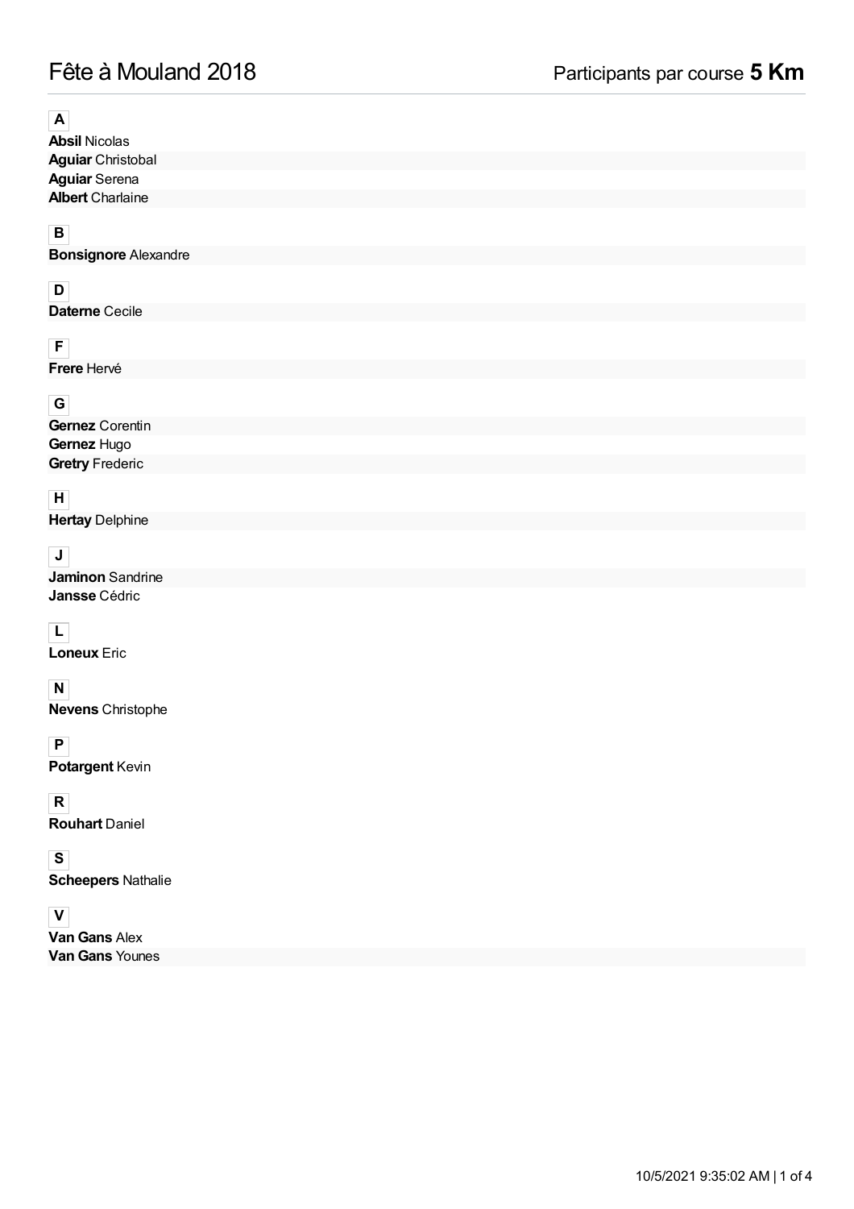# Fête à Mouland 2018

## Participants par course **5 Km**

### A

**Absil** Nicolas
**Aguiar** Christobal
**Aguiar** Serena
**Albert** Charlaine

### B

**Bonsignore** Alexandre

### D

**Daterne** Cecile

### F

**Frere** Hervé

### G

**Gernez** Corentin
**Gernez** Hugo
**Gretry** Frederic

### H

**Hertay** Delphine

### J

**Jaminon** Sandrine
**Jansse** Cédric

### L

**Loneux** Eric

### N

**Nevens** Christophe

### P

**Potargent** Kevin

### R

**Rouhart** Daniel

### S

**Scheepers** Nathalie

### V

**Van Gans** Alex
**Van Gans** Younes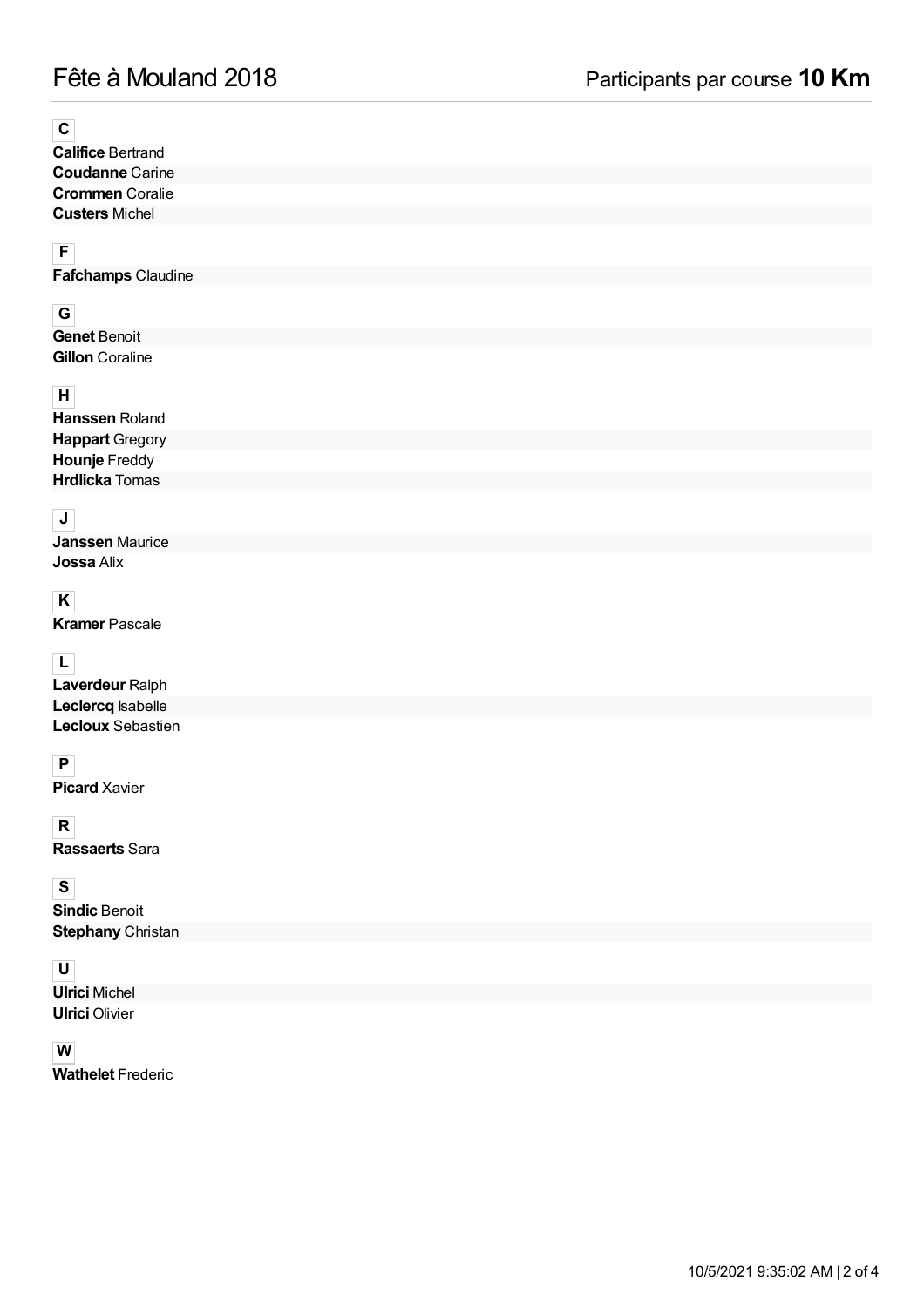# Fête à Mouland 2018

Participants par course **10 Km**

**C**

**Califice** Bertrand
**Coudanne** Carine
**Crommen** Coralie
**Custers** Michel

**F**

**Fafchamps** Claudine

**G**

**Genet** Benoit
**Gillon** Coraline

**H**

**Hanssen** Roland
**Happart** Gregory
**Hounje** Freddy
**Hrdlicka** Tomas

**J**

**Janssen** Maurice
**Jossa** Alix

**K**

**Kramer** Pascale

**L**

**Laverdeur** Ralph
**Leclercq** Isabelle
**Lecloux** Sebastien

**P**

**Picard** Xavier

**R**

**Rassaerts** Sara

**S**

**Sindic** Benoit
**Stephany** Christan

**U**

**Ulrici** Michel
**Ulrici** Olivier

**W**

**Wathelet** Frederic

10/5/2021 9:35:02 AM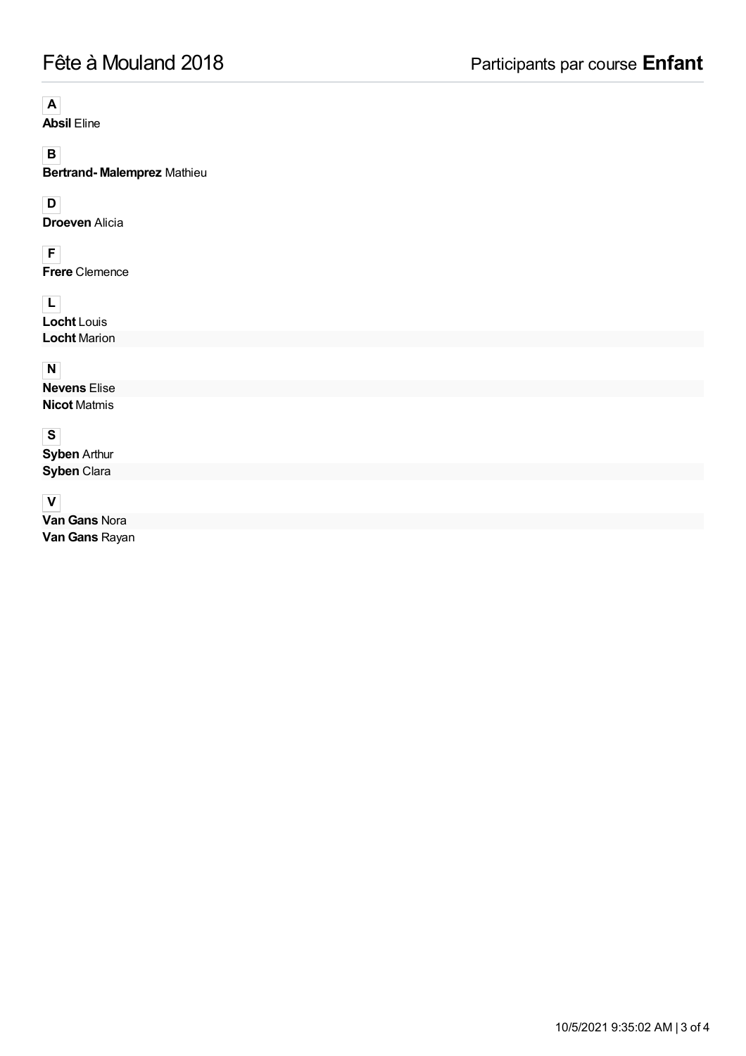# Fête à Mouland 2018

## Participants par course **Enfant**

**A**

**Absil** Eline

**B**

**Bertrand- Malemprez** Mathieu

**D**

**Droeven** Alicia

**F**

**Frere** Clemence

**L**

**Locht** Louis
**Locht** Marion

**N**

**Nevens** Elise
**Nicot** Matmis

**S**

**Syben** Arthur
**Syben** Clara

**V**

**Van Gans** Nora
**Van Gans** Rayan

10/5/2021 9:35:02 AM